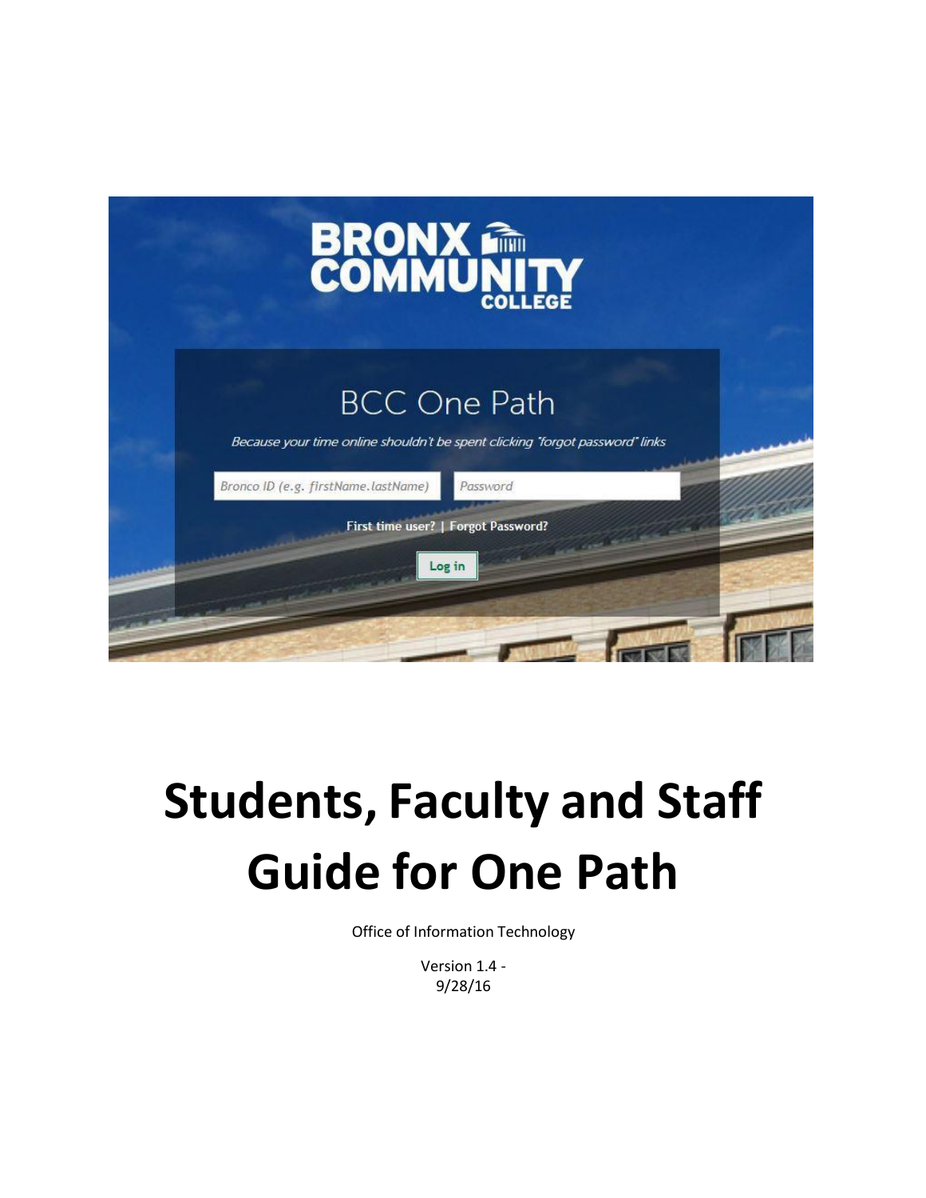# Students, Faculty and Staff Guide for One Path

Office of Information Technology

Version 1.4 -
9/28/16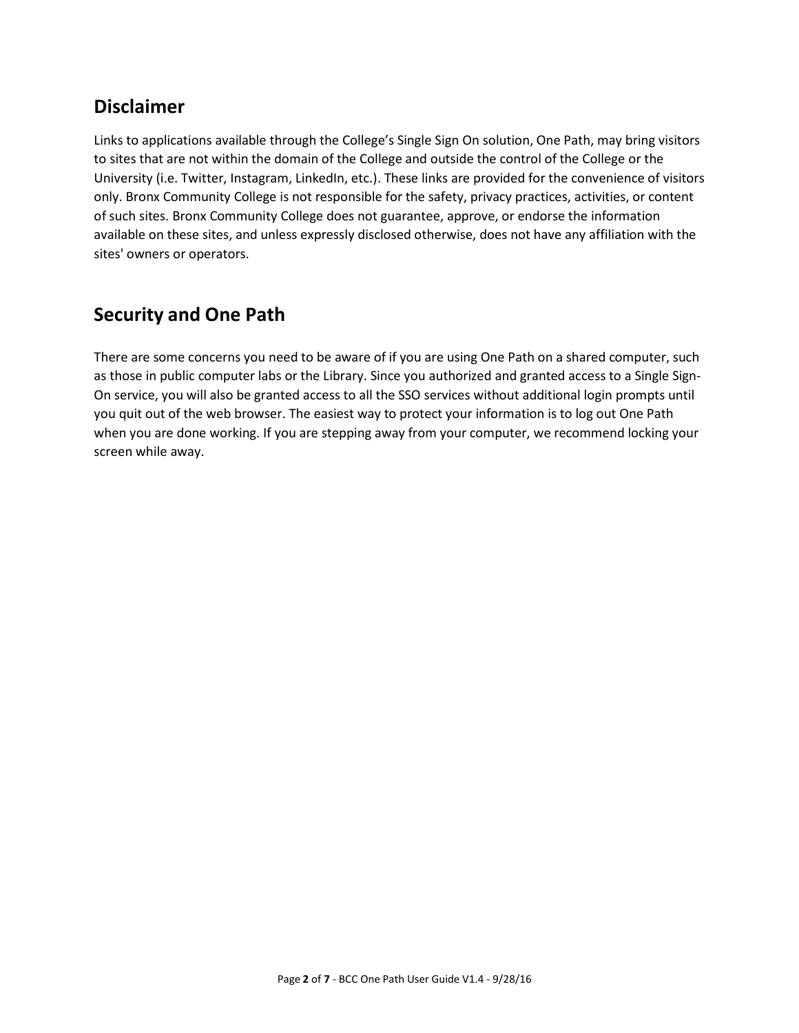## Disclaimer

Links to applications available through the College's Single Sign On solution, One Path, may bring visitors to sites that are not within the domain of the College and outside the control of the College or the University (i.e. Twitter, Instagram, LinkedIn, etc.). These links are provided for the convenience of visitors only. Bronx Community College is not responsible for the safety, privacy practices, activities, or content of such sites. Bronx Community College does not guarantee, approve, or endorse the information available on these sites, and unless expressly disclosed otherwise, does not have any affiliation with the sites' owners or operators.

## Security and One Path

There are some concerns you need to be aware of if you are using One Path on a shared computer, such as those in public computer labs or the Library. Since you authorized and granted access to a Single Sign-On service, you will also be granted access to all the SSO services without additional login prompts until you quit out of the web browser. The easiest way to protect your information is to log out One Path when you are done working. If you are stepping away from your computer, we recommend locking your screen while away.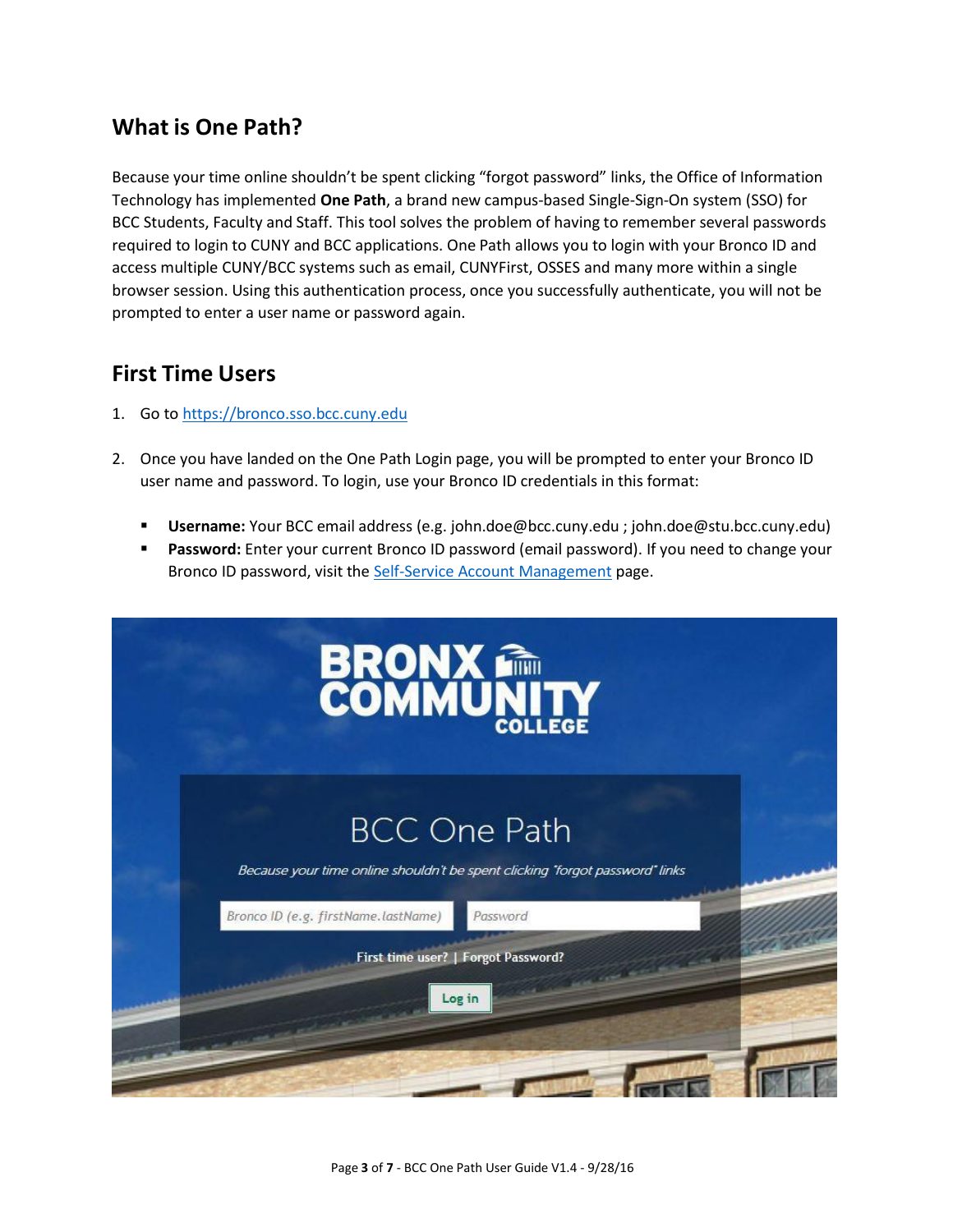## What is One Path?

Because your time online shouldn't be spent clicking "forgot password" links, the Office of Information Technology has implemented **One Path**, a brand new campus-based Single-Sign-On system (SSO) for BCC Students, Faculty and Staff. This tool solves the problem of having to remember several passwords required to login to CUNY and BCC applications. One Path allows you to login with your Bronco ID and access multiple CUNY/BCC systems such as email, CUNYFirst, OSSES and many more within a single browser session. Using this authentication process, once you successfully authenticate, you will not be prompted to enter a user name or password again.

## First Time Users

1. Go to [https://bronco.sso.bcc.cuny.edu](https://bronco.sso.bcc.cuny.edu)

2. Once you have landed on the One Path Login page, you will be prompted to enter your Bronco ID user name and password. To login, use your Bronco ID credentials in this format:

   - **Username:** Your BCC email address (e.g. john.doe@bcc.cuny.edu ; john.doe@stu.bcc.cuny.edu)
   - **Password:** Enter your current Bronco ID password (email password). If you need to change your Bronco ID password, visit the Self-Service Account Management page.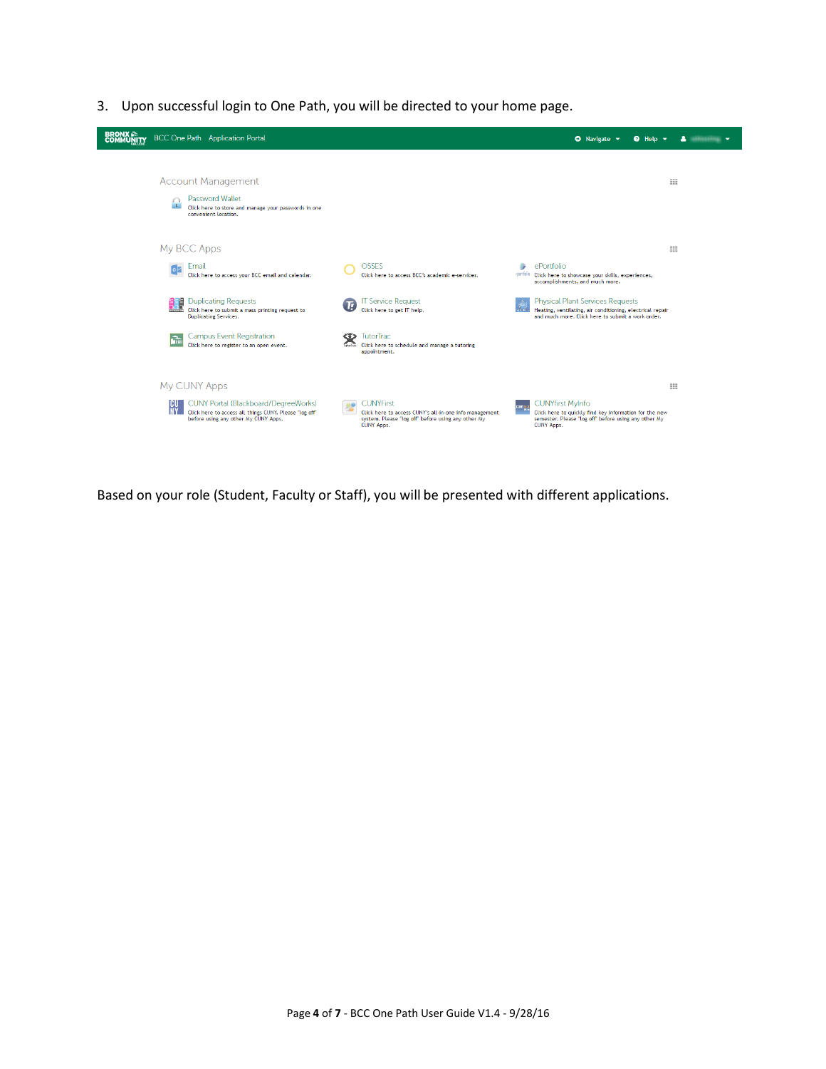3. Upon successful login to One Path, you will be directed to your home page.

BRONX COMMUNITY COLLEGE BCC One Path Application Portal — Navigate ▾ | Help ▾

**Account Management**

- **Password Wallet** — Click here to store and manage your passwords in one convenient location.

**My BCC Apps**

- **Email** — Click here to access your BCC email and calendar.
- **OSSES** — Click here to access BCC's academic e-services.
- **ePortfolio** — Click here to showcase your skills, experiences, accomplishments, and much more.
- **Duplicating Requests** — Click here to submit a mass printing request to Duplicating Services.
- **IT Service Request** — Click here to get IT help.
- **Physical Plant Services Requests** — Heating, ventilating, air conditioning, electrical repair and much more. Click here to submit a work order.
- **Campus Event Registration** — Click here to register to an open event.
- **TutorTrac** — Click here to schedule and manage a tutoring appointment.

**My CUNY Apps**

- **CUNY Portal (Blackboard/DegreeWorks)** — Click here to access all things CUNY. Please "log off" before using any other My CUNY Apps.
- **CUNYFirst** — Click here to access CUNY's all-in-one info management system. Please "log off" before using any other My CUNY Apps.
- **CUNYfirst MyInfo** — Click here to quickly find key information for the new semester. Please "log off" before using any other My CUNY Apps.

Based on your role (Student, Faculty or Staff), you will be presented with different applications.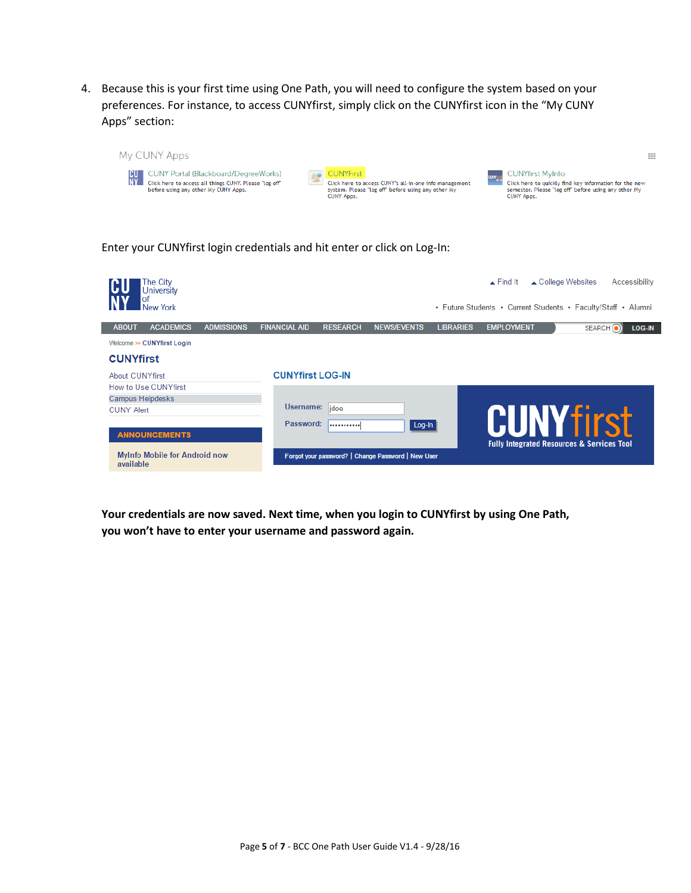4. Because this is your first time using One Path, you will need to configure the system based on your preferences. For instance, to access CUNYfirst, simply click on the CUNYfirst icon in the “My CUNY Apps” section:

My CUNY Apps

CUNY Portal (Blackboard/DegreeWorks)
Click here to access all things CUNY. Please "log off" before using any other My CUNY Apps.

CUNYFirst
Click here to access CUNY's all-in-one info management system. Please "log off" before using any other My CUNY Apps.

CUNYfirst MyInfo
Click here to quickly find key information for the new semester. Please "log off" before using any other My CUNY Apps.

Enter your CUNYfirst login credentials and hit enter or click on Log-In:

The City University of New York

Find It | College Websites | Accessibility

Future Students • Current Students • Faculty/Staff • Alumni

ABOUT | ACADEMICS | ADMISSIONS | FINANCIAL AID | RESEARCH | NEWS/EVENTS | LIBRARIES | EMPLOYMENT | SEARCH | LOG-IN

Welcome >> CUNYfirst Login

CUNYfirst

- About CUNYfirst
- How to Use CUNYfirst
- Campus Helpdesks
- CUNY Alert

ANNOUNCEMENTS

MyInfo Mobile for Android now available

CUNYfirst LOG-IN

Username: jdoo

Password: •••••••••••

Log-In

Forgot your password? | Change Password | New User

CUNYfirst
Fully Integrated Resources & Services Tool

**Your credentials are now saved. Next time, when you login to CUNYfirst by using One Path, you won’t have to enter your username and password again.**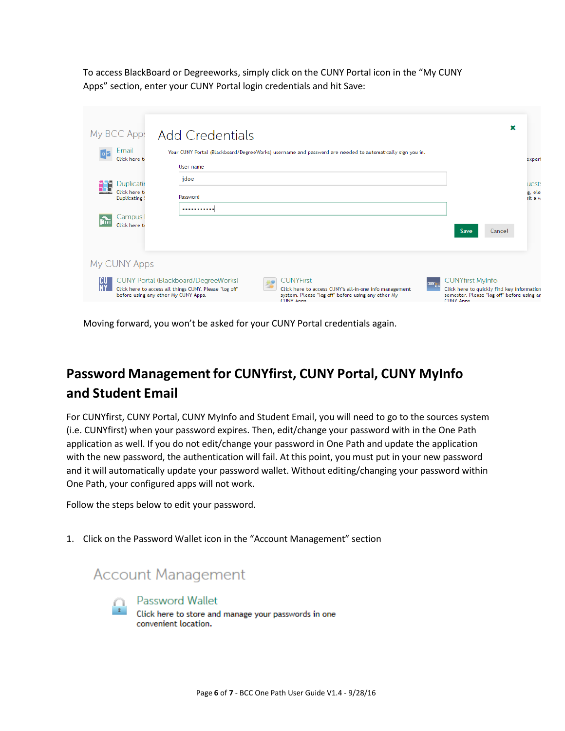To access BlackBoard or Degreeworks, simply click on the CUNY Portal icon in the "My CUNY Apps" section, enter your CUNY Portal login credentials and hit Save:

Moving forward, you won't be asked for your CUNY Portal credentials again.

## Password Management for CUNYfirst, CUNY Portal, CUNY MyInfo and Student Email

For CUNYfirst, CUNY Portal, CUNY MyInfo and Student Email, you will need to go to the sources system (i.e. CUNYfirst) when your password expires. Then, edit/change your password with in the One Path application as well. If you do not edit/change your password in One Path and update the application with the new password, the authentication will fail. At this point, you must put in your new password and it will automatically update your password wallet. Without editing/changing your password within One Path, your configured apps will not work.

Follow the steps below to edit your password.

1. Click on the Password Wallet icon in the "Account Management" section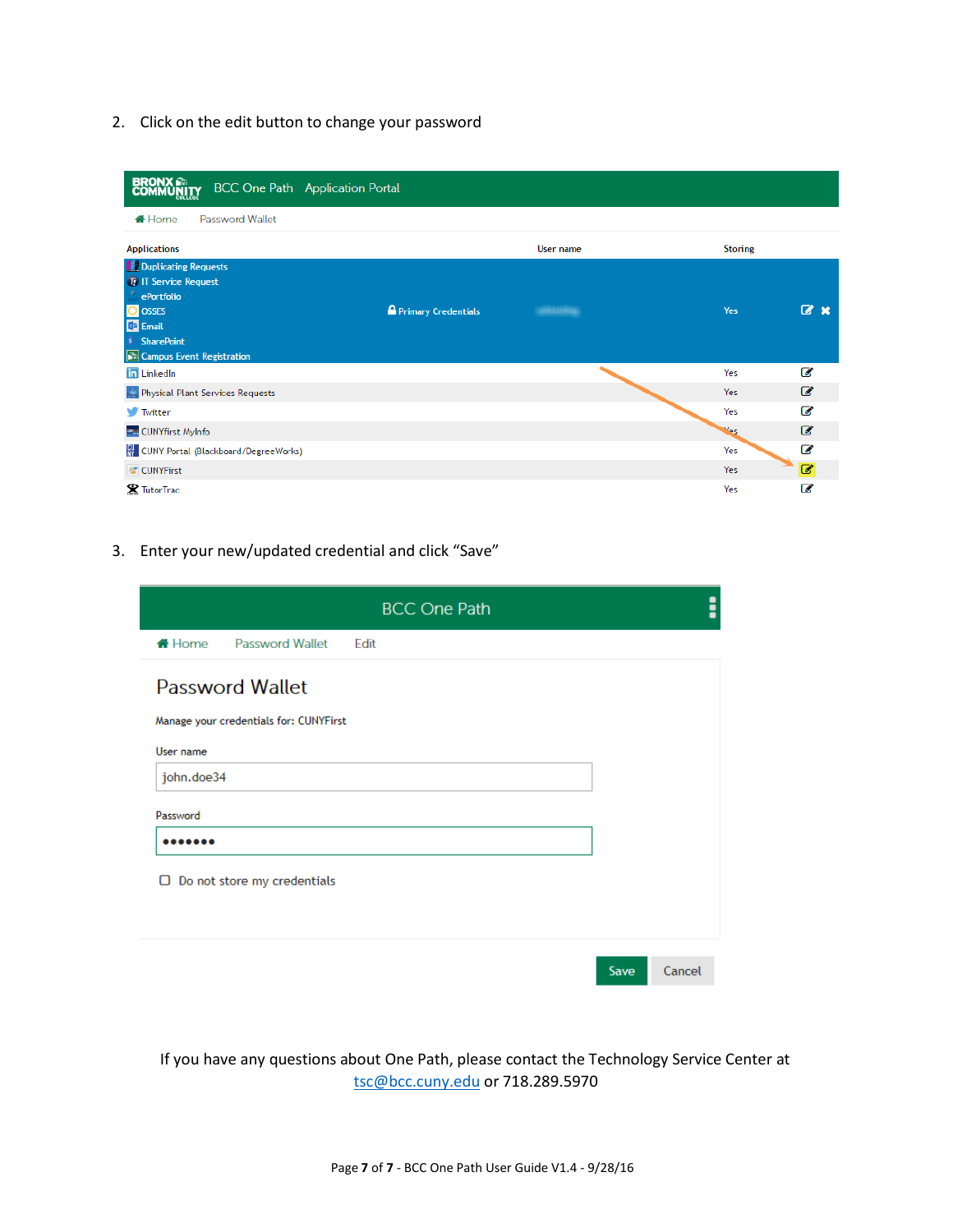2. Click on the edit button to change your password

BRONX COMMUNITY COLLEGE BCC One Path Application Portal

Home Password Wallet

| Applications | | User name | Storing |
|---|---|---|---|
| Duplicating Requests, IT Service Request, ePortfolio, OSSES, Email, SharePoint, Campus Event Registration | Primary Credentials | | Yes |
| LinkedIn | | | Yes |
| Physical Plant Services Requests | | | Yes |
| Twitter | | | Yes |
| CUNYfirst MyInfo | | | Yes |
| CUNY Portal (Blackboard/DegreeWorks) | | | Yes |
| CUNYFirst | | | Yes |
| TutorTrac | | | Yes |

3. Enter your new/updated credential and click "Save"

BCC One Path

Home Password Wallet Edit

Password Wallet

Manage your credentials for: CUNYFirst

User name

john.doe34

Password

•••••••

☐ Do not store my credentials

Save Cancel

If you have any questions about One Path, please contact the Technology Service Center at tsc@bcc.cuny.edu or 718.289.5970